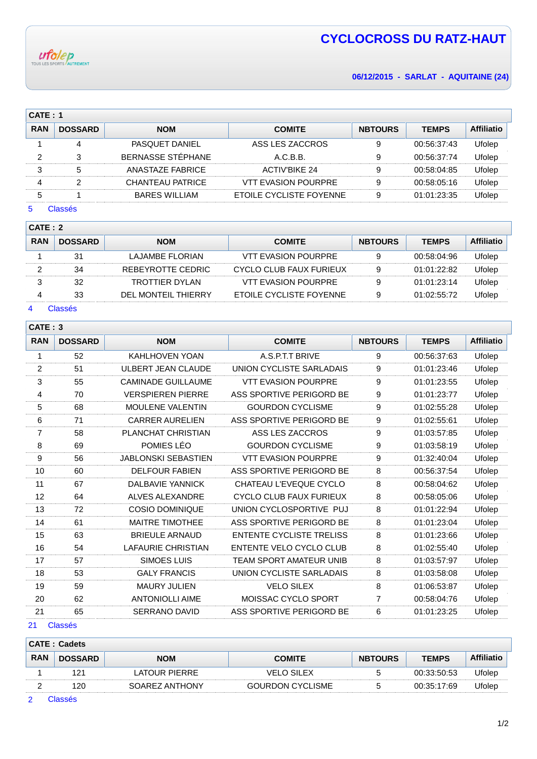ufolep TOUS LES SPORTS AUTREMENT

# CYCLOCROSS DU RATZ-HAUT

**06/12/2015 - SARLAT - AQUITAINE (24)**

**CATE : 1**

| RAN | DOSSARD | NOM | COMITE | NBTOURS | TEMPS | Affiliatio |
|---|---|---|---|---|---|---|
| 1 | 4 | PASQUET DANIEL | ASS LES ZACCROS | 9 | 00:56:37:43 | Ufolep |
| 2 | 3 | BERNASSE STÉPHANE | A.C.B.B. | 9 | 00:56:37:74 | Ufolep |
| 3 | 5 | ANASTAZE FABRICE | ACTIV'BIKE 24 | 9 | 00:58:04:85 | Ufolep |
| 4 | 2 | CHANTEAU PATRICE | VTT EVASION POURPRE | 9 | 00:58:05:16 | Ufolep |
| 5 | 1 | BARES WILLIAM | ETOILE CYCLISTE FOYENNE | 9 | 01:01:23:35 | Ufolep |

5 Classés

**CATE : 2**

| RAN | DOSSARD | NOM | COMITE | NBTOURS | TEMPS | Affiliatio |
|---|---|---|---|---|---|---|
| 1 | 31 | LAJAMBE FLORIAN | VTT EVASION POURPRE | 9 | 00:58:04:96 | Ufolep |
| 2 | 34 | REBEYROTTE CEDRIC | CYCLO CLUB FAUX FURIEUX | 9 | 01:01:22:82 | Ufolep |
| 3 | 32 | TROTTIER DYLAN | VTT EVASION POURPRE | 9 | 01:01:23:14 | Ufolep |
| 4 | 33 | DEL MONTEIL THIERRY | ETOILE CYCLISTE FOYENNE | 9 | 01:02:55:72 | Ufolep |

4 Classés

**CATE : 3**

| RAN | DOSSARD | NOM | COMITE | NBTOURS | TEMPS | Affiliatio |
|---|---|---|---|---|---|---|
| 1 | 52 | KAHLHOVEN YOAN | A.S.P.T.T BRIVE | 9 | 00:56:37:63 | Ufolep |
| 2 | 51 | ULBERT JEAN CLAUDE | UNION CYCLISTE SARLADAIS | 9 | 01:01:23:46 | Ufolep |
| 3 | 55 | CAMINADE GUILLAUME | VTT EVASION POURPRE | 9 | 01:01:23:55 | Ufolep |
| 4 | 70 | VERSPIEREN PIERRE | ASS SPORTIVE PERIGORD BE | 9 | 01:01:23:77 | Ufolep |
| 5 | 68 | MOULENE VALENTIN | GOURDON CYCLISME | 9 | 01:02:55:28 | Ufolep |
| 6 | 71 | CARRER AURELIEN | ASS SPORTIVE PERIGORD BE | 9 | 01:02:55:61 | Ufolep |
| 7 | 58 | PLANCHAT CHRISTIAN | ASS LES ZACCROS | 9 | 01:03:57:85 | Ufolep |
| 8 | 69 | POMIES LÉO | GOURDON CYCLISME | 9 | 01:03:58:19 | Ufolep |
| 9 | 56 | JABLONSKI SEBASTIEN | VTT EVASION POURPRE | 9 | 01:32:40:04 | Ufolep |
| 10 | 60 | DELFOUR FABIEN | ASS SPORTIVE PERIGORD BE | 8 | 00:56:37:54 | Ufolep |
| 11 | 67 | DALBAVIE YANNICK | CHATEAU L'EVEQUE CYCLO | 8 | 00:58:04:62 | Ufolep |
| 12 | 64 | ALVES ALEXANDRE | CYCLO CLUB FAUX FURIEUX | 8 | 00:58:05:06 | Ufolep |
| 13 | 72 | COSIO DOMINIQUE | UNION CYCLOSPORTIVE PUJ | 8 | 01:01:22:94 | Ufolep |
| 14 | 61 | MAITRE TIMOTHEE | ASS SPORTIVE PERIGORD BE | 8 | 01:01:23:04 | Ufolep |
| 15 | 63 | BRIEULE ARNAUD | ENTENTE CYCLISTE TRELISS | 8 | 01:01:23:66 | Ufolep |
| 16 | 54 | LAFAURIE CHRISTIAN | ENTENTE VELO CYCLO CLUB | 8 | 01:02:55:40 | Ufolep |
| 17 | 57 | SIMOES LUIS | TEAM SPORT AMATEUR UNIB | 8 | 01:03:57:97 | Ufolep |
| 18 | 53 | GALY FRANCIS | UNION CYCLISTE SARLADAIS | 8 | 01:03:58:08 | Ufolep |
| 19 | 59 | MAURY JULIEN | VELO SILEX | 8 | 01:06:53:87 | Ufolep |
| 20 | 62 | ANTONIOLLI AIME | MOISSAC CYCLO SPORT | 7 | 00:58:04:76 | Ufolep |
| 21 | 65 | SERRANO DAVID | ASS SPORTIVE PERIGORD BE | 6 | 01:01:23:25 | Ufolep |

21 Classés

**CATE : Cadets**

| RAN | DOSSARD | NOM | COMITE | NBTOURS | TEMPS | Affiliatio |
|---|---|---|---|---|---|---|
| 1 | 121 | LATOUR PIERRE | VELO SILEX | 5 | 00:33:50:53 | Ufolep |
| 2 | 120 | SOAREZ ANTHONY | GOURDON CYCLISME | 5 | 00:35:17:69 | Ufolep |

2 Classés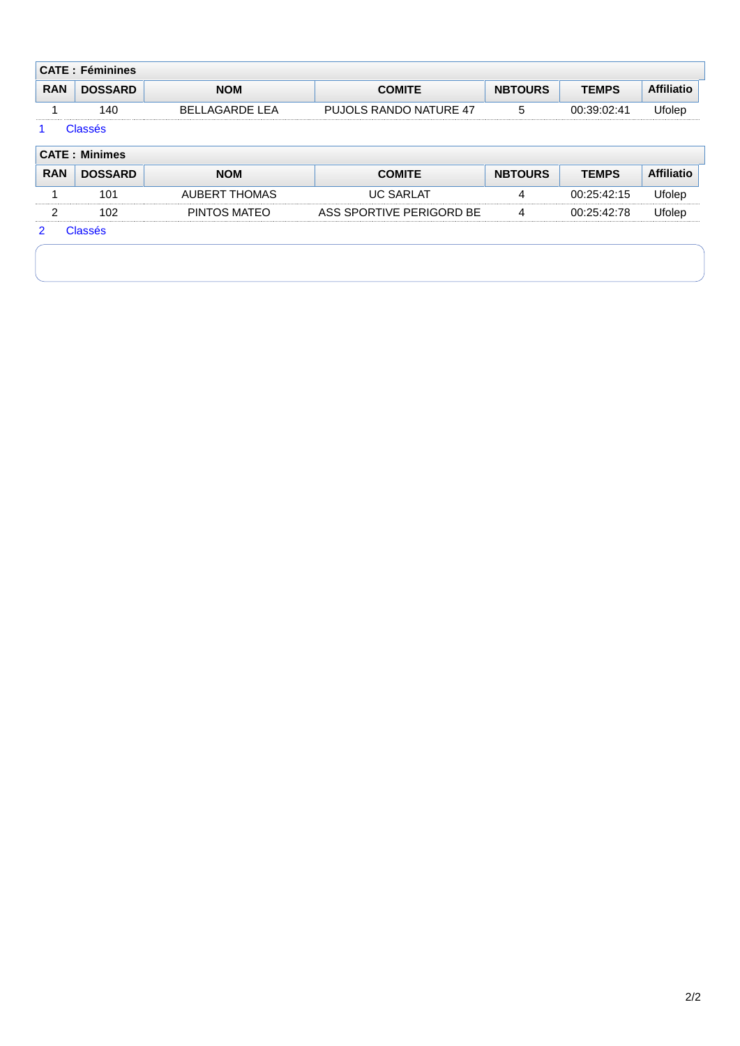**CATE : Féminines**

| RAN | DOSSARD | NOM | COMITE | NBTOURS | TEMPS | Affiliatio |
|---|---|---|---|---|---|---|
| 1 | 140 | BELLAGARDE LEA | PUJOLS RANDO NATURE 47 | 5 | 00:39:02:41 | Ufolep |

1 Classés

**CATE : Minimes**

| RAN | DOSSARD | NOM | COMITE | NBTOURS | TEMPS | Affiliatio |
|---|---|---|---|---|---|---|
| 1 | 101 | AUBERT THOMAS | UC SARLAT | 4 | 00:25:42:15 | Ufolep |
| 2 | 102 | PINTOS MATEO | ASS SPORTIVE PERIGORD BE | 4 | 00:25:42:78 | Ufolep |

2 Classés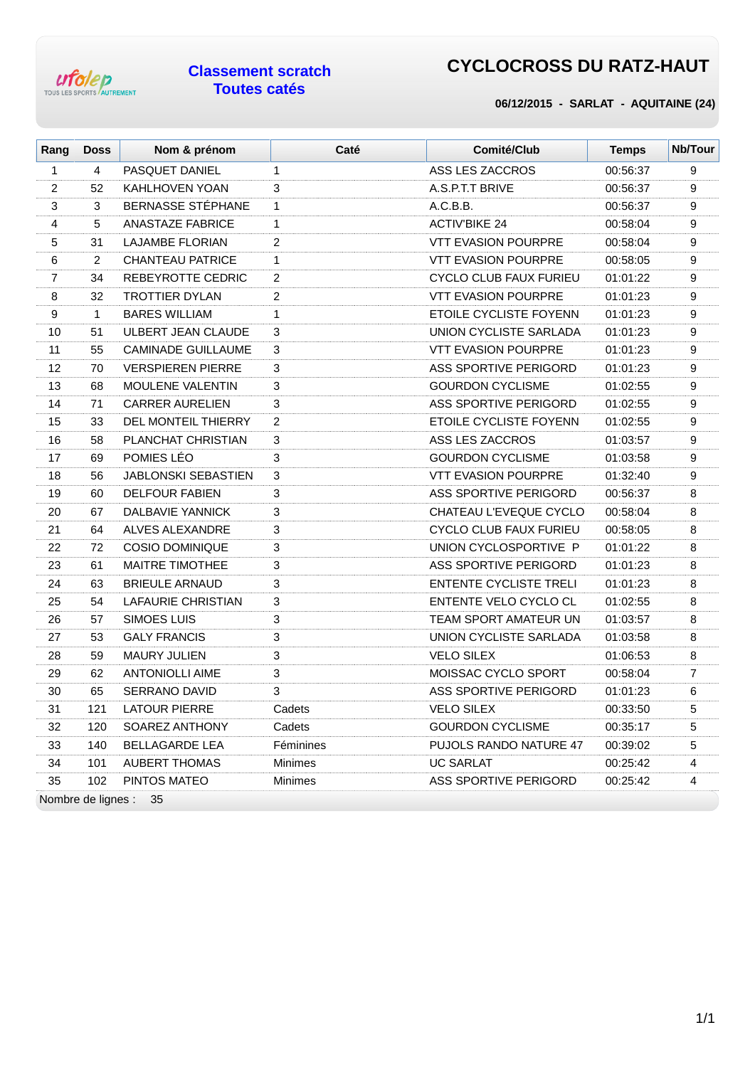ufolep TOUS LES SPORTS AUTREMENT

## Classement scratch
## Toutes catés

# CYCLOCROSS DU RATZ-HAUT

**06/12/2015 - SARLAT - AQUITAINE (24)**

| Rang | Doss | Nom & prénom | Caté | Comité/Club | Temps | Nb/Tour |
|---|---|---|---|---|---|---|
| 1 | 4 | PASQUET DANIEL | 1 | ASS LES ZACCROS | 00:56:37 | 9 |
| 2 | 52 | KAHLHOVEN YOAN | 3 | A.S.P.T.T BRIVE | 00:56:37 | 9 |
| 3 | 3 | BERNASSE STÉPHANE | 1 | A.C.B.B. | 00:56:37 | 9 |
| 4 | 5 | ANASTAZE FABRICE | 1 | ACTIV'BIKE 24 | 00:58:04 | 9 |
| 5 | 31 | LAJAMBE FLORIAN | 2 | VTT EVASION POURPRE | 00:58:04 | 9 |
| 6 | 2 | CHANTEAU PATRICE | 1 | VTT EVASION POURPRE | 00:58:05 | 9 |
| 7 | 34 | REBEYROTTE CEDRIC | 2 | CYCLO CLUB FAUX FURIEU | 01:01:22 | 9 |
| 8 | 32 | TROTTIER DYLAN | 2 | VTT EVASION POURPRE | 01:01:23 | 9 |
| 9 | 1 | BARES WILLIAM | 1 | ETOILE CYCLISTE FOYENN | 01:01:23 | 9 |
| 10 | 51 | ULBERT JEAN CLAUDE | 3 | UNION CYCLISTE SARLADA | 01:01:23 | 9 |
| 11 | 55 | CAMINADE GUILLAUME | 3 | VTT EVASION POURPRE | 01:01:23 | 9 |
| 12 | 70 | VERSPIEREN PIERRE | 3 | ASS SPORTIVE PERIGORD | 01:01:23 | 9 |
| 13 | 68 | MOULENE VALENTIN | 3 | GOURDON CYCLISME | 01:02:55 | 9 |
| 14 | 71 | CARRER AURELIEN | 3 | ASS SPORTIVE PERIGORD | 01:02:55 | 9 |
| 15 | 33 | DEL MONTEIL THIERRY | 2 | ETOILE CYCLISTE FOYENN | 01:02:55 | 9 |
| 16 | 58 | PLANCHAT CHRISTIAN | 3 | ASS LES ZACCROS | 01:03:57 | 9 |
| 17 | 69 | POMIES LÉO | 3 | GOURDON CYCLISME | 01:03:58 | 9 |
| 18 | 56 | JABLONSKI SEBASTIEN | 3 | VTT EVASION POURPRE | 01:32:40 | 9 |
| 19 | 60 | DELFOUR FABIEN | 3 | ASS SPORTIVE PERIGORD | 00:56:37 | 8 |
| 20 | 67 | DALBAVIE YANNICK | 3 | CHATEAU L'EVEQUE CYCLO | 00:58:04 | 8 |
| 21 | 64 | ALVES ALEXANDRE | 3 | CYCLO CLUB FAUX FURIEU | 00:58:05 | 8 |
| 22 | 72 | COSIO DOMINIQUE | 3 | UNION CYCLOSPORTIVE P | 01:01:22 | 8 |
| 23 | 61 | MAITRE TIMOTHEE | 3 | ASS SPORTIVE PERIGORD | 01:01:23 | 8 |
| 24 | 63 | BRIEULE ARNAUD | 3 | ENTENTE CYCLISTE TRELI | 01:01:23 | 8 |
| 25 | 54 | LAFAURIE CHRISTIAN | 3 | ENTENTE VELO CYCLO CL | 01:02:55 | 8 |
| 26 | 57 | SIMOES LUIS | 3 | TEAM SPORT AMATEUR UN | 01:03:57 | 8 |
| 27 | 53 | GALY FRANCIS | 3 | UNION CYCLISTE SARLADA | 01:03:58 | 8 |
| 28 | 59 | MAURY JULIEN | 3 | VELO SILEX | 01:06:53 | 8 |
| 29 | 62 | ANTONIOLLI AIME | 3 | MOISSAC CYCLO SPORT | 00:58:04 | 7 |
| 30 | 65 | SERRANO DAVID | 3 | ASS SPORTIVE PERIGORD | 01:01:23 | 6 |
| 31 | 121 | LATOUR PIERRE | Cadets | VELO SILEX | 00:33:50 | 5 |
| 32 | 120 | SOAREZ ANTHONY | Cadets | GOURDON CYCLISME | 00:35:17 | 5 |
| 33 | 140 | BELLAGARDE LEA | Féminines | PUJOLS RANDO NATURE 47 | 00:39:02 | 5 |
| 34 | 101 | AUBERT THOMAS | Minimes | UC SARLAT | 00:25:42 | 4 |
| 35 | 102 | PINTOS MATEO | Minimes | ASS SPORTIVE PERIGORD | 00:25:42 | 4 |

Nombre de lignes : 35